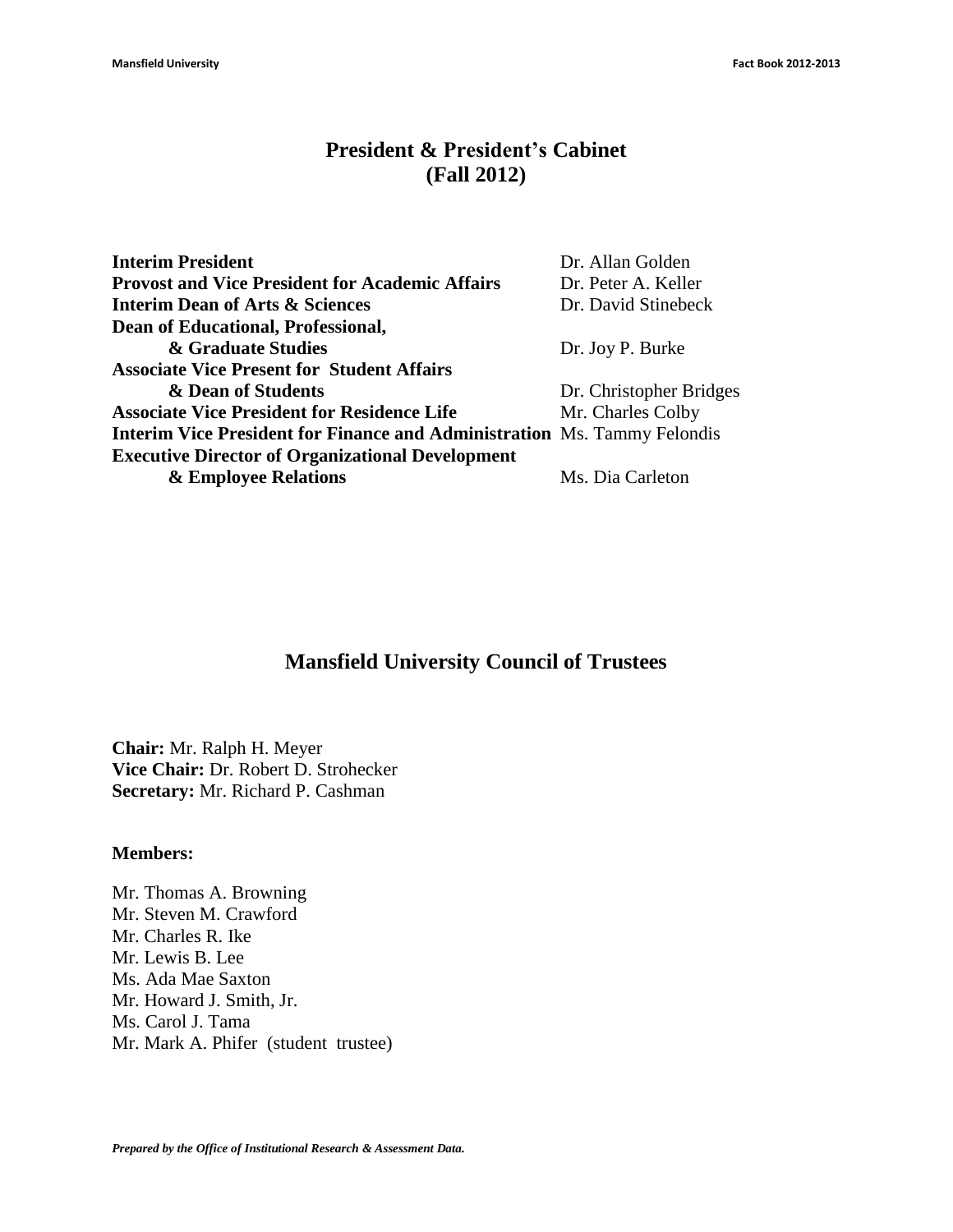# President & President's Cabinet (Fall 2012)

| | |
|---|---|
| **Interim President** | Dr. Allan Golden |
| **Provost and Vice President for Academic Affairs** | Dr. Peter A. Keller |
| **Interim Dean of Arts & Sciences** | Dr. David Stinebeck |
| **Dean of Educational, Professional, & Graduate Studies** | Dr. Joy P. Burke |
| **Associate Vice Present for Student Affairs & Dean of Students** | Dr. Christopher Bridges |
| **Associate Vice President for Residence Life** | Mr. Charles Colby |
| **Interim Vice President for Finance and Administration** | Ms. Tammy Felondis |
| **Executive Director of Organizational Development & Employee Relations** | Ms. Dia Carleton |

# Mansfield University Council of Trustees

**Chair:** Mr. Ralph H. Meyer
**Vice Chair:** Dr. Robert D. Strohecker
**Secretary:** Mr. Richard P. Cashman

**Members:**

Mr. Thomas A. Browning
Mr. Steven M. Crawford
Mr. Charles R. Ike
Mr. Lewis B. Lee
Ms. Ada Mae Saxton
Mr. Howard J. Smith, Jr.
Ms. Carol J. Tama
Mr. Mark A. Phifer (student trustee)

***Prepared by the Office of Institutional Research & Assessment Data.***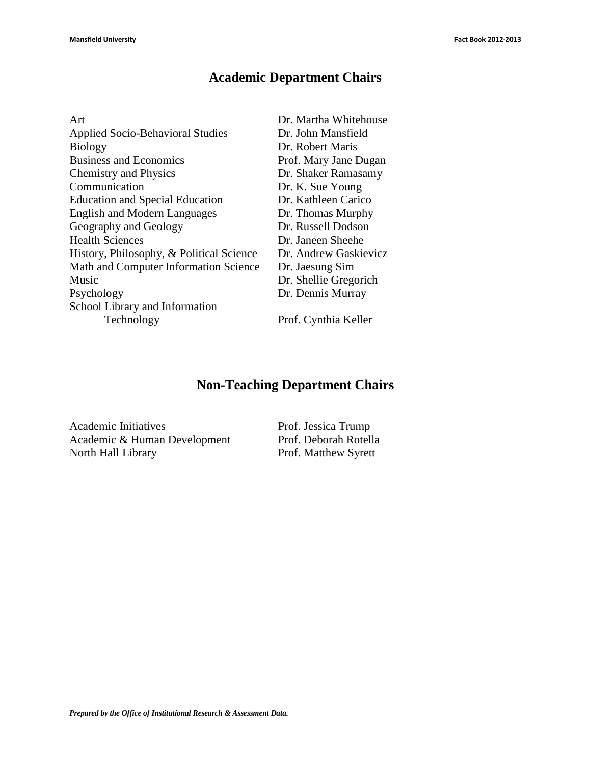## Academic Department Chairs

| | |
|---|---|
| Art | Dr. Martha Whitehouse |
| Applied Socio-Behavioral Studies | Dr. John Mansfield |
| Biology | Dr. Robert Maris |
| Business and Economics | Prof. Mary Jane Dugan |
| Chemistry and Physics | Dr. Shaker Ramasamy |
| Communication | Dr. K. Sue Young |
| Education and Special Education | Dr. Kathleen Carico |
| English and Modern Languages | Dr. Thomas Murphy |
| Geography and Geology | Dr. Russell Dodson |
| Health Sciences | Dr. Janeen Sheehe |
| History, Philosophy, & Political Science | Dr. Andrew Gaskievicz |
| Math and Computer Information Science | Dr. Jaesung Sim |
| Music | Dr. Shellie Gregorich |
| Psychology | Dr. Dennis Murray |
| School Library and Information Technology | Prof. Cynthia Keller |

## Non-Teaching Department Chairs

| | |
|---|---|
| Academic Initiatives | Prof. Jessica Trump |
| Academic & Human Development | Prof. Deborah Rotella |
| North Hall Library | Prof. Matthew Syrett |

*Prepared by the Office of Institutional Research & Assessment Data.*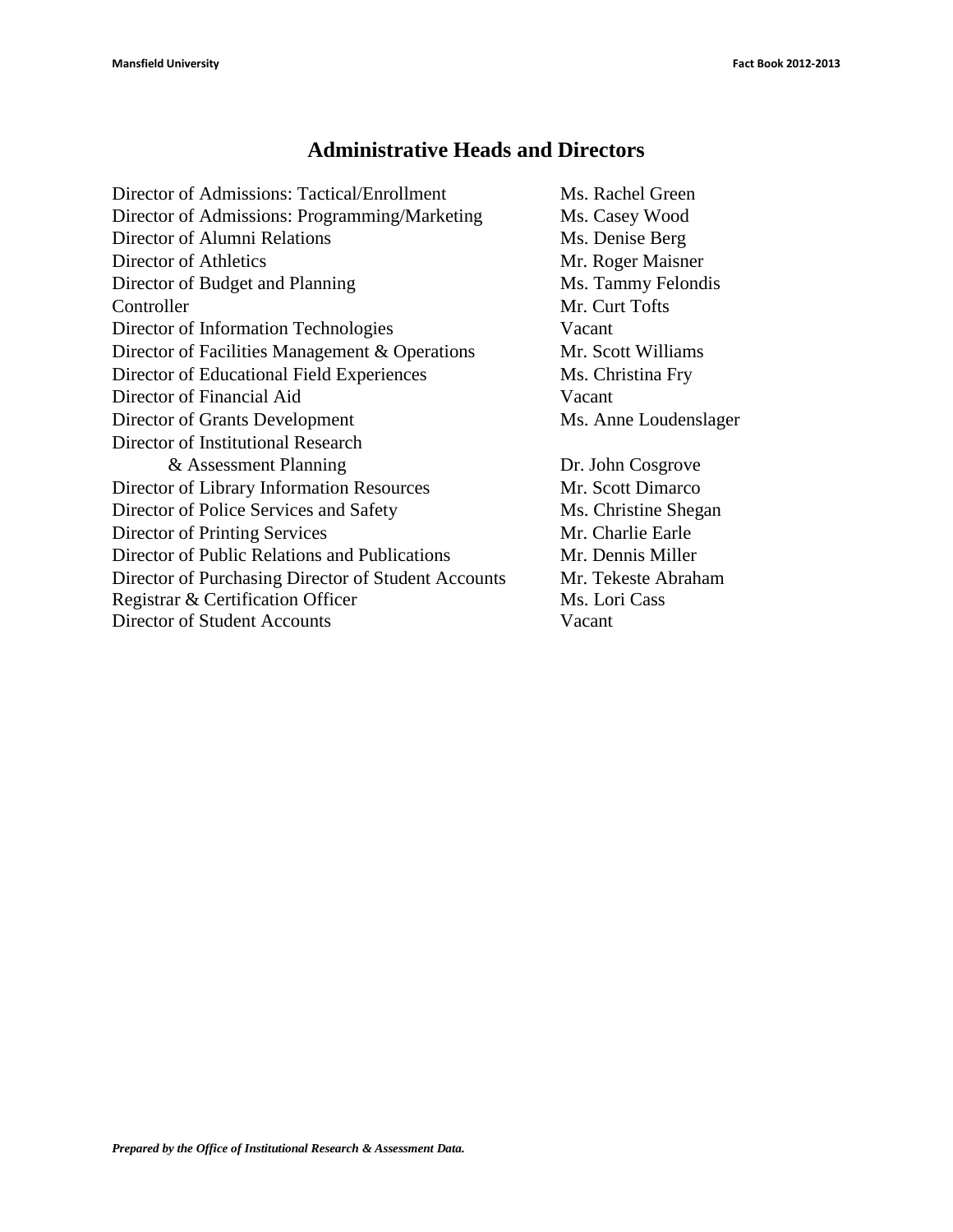# Administrative Heads and Directors

| | |
|---|---|
| Director of Admissions: Tactical/Enrollment | Ms. Rachel Green |
| Director of Admissions: Programming/Marketing | Ms. Casey Wood |
| Director of Alumni Relations | Ms. Denise Berg |
| Director of Athletics | Mr. Roger Maisner |
| Director of Budget and Planning | Ms. Tammy Felondis |
| Controller | Mr. Curt Tofts |
| Director of Information Technologies | Vacant |
| Director of Facilities Management & Operations | Mr. Scott Williams |
| Director of Educational Field Experiences | Ms. Christina Fry |
| Director of Financial Aid | Vacant |
| Director of Grants Development | Ms. Anne Loudenslager |
| Director of Institutional Research & Assessment Planning | Dr. John Cosgrove |
| Director of Library Information Resources | Mr. Scott Dimarco |
| Director of Police Services and Safety | Ms. Christine Shegan |
| Director of Printing Services | Mr. Charlie Earle |
| Director of Public Relations and Publications | Mr. Dennis Miller |
| Director of Purchasing Director of Student Accounts | Mr. Tekeste Abraham |
| Registrar & Certification Officer | Ms. Lori Cass |
| Director of Student Accounts | Vacant |

*Prepared by the Office of Institutional Research & Assessment Data.*